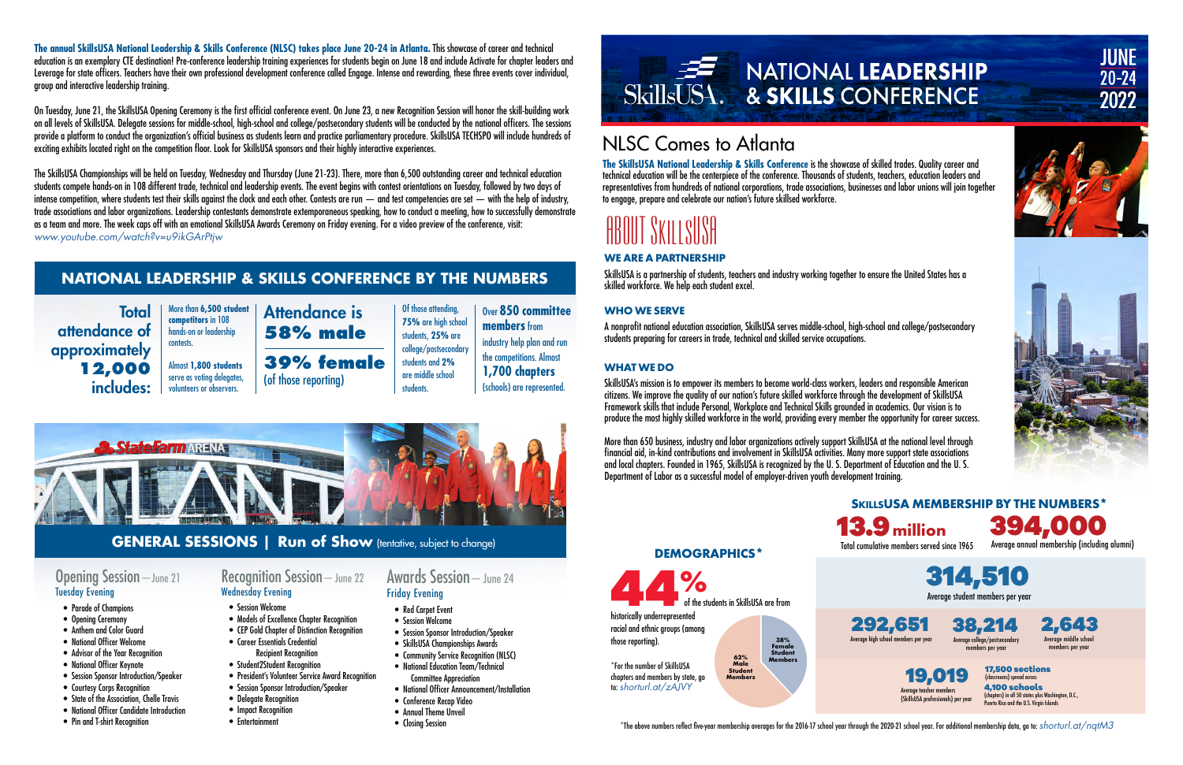**The annual SkillsUSA National Leadership & Skills Conference (NLSC) takes place June 20-24 in Atlanta.** This showcase of career and technical education is an exemplary CTE destination! Pre-conference leadership training experiences for students begin on June 18 and include Activate for chapter leaders and Leverage for state officers. Teachers have their own professional development conference called Engage. Intense and rewarding, these three events cover individual, group and interactive leadership training.

On Tuesday, June 21, the SkillsUSA Opening Ceremony is the first official conference event. On June 23, a new Recognition Session will honor the skill-building work on all levels of SkillsUSA. Delegate sessions for middle-school, high-school and college/postsecondary students will be conducted by the national officers. The sessions provide a platform to conduct the organization's official business as students learn and practice parliamentary procedure. SkillsUSA TECHSPO will include hundreds of exciting exhibits located right on the competition floor. Look for SkillsUSA sponsors and their highly interactive experiences.

The SkillsUSA Championships will be held on Tuesday, Wednesday and Thursday (June 21-23). There, more than 6,500 outstanding career and technical education students compete hands-on in 108 different trade, technical and leadership events. The event begins with contest orientations on Tuesday, followed by two days of intense competition, where students test their skills against the clock and each other. Contests are run — and test competencies are set — with the help of industry, trade associations and labor organizations. Leadership contestants demonstrate extemporaneous speaking, how to conduct a meeting, how to successfully demonstrate as a team and more. The week caps off with an emotional SkillsUSA Awards Ceremony on Friday evening. For a video preview of the conference, visit: *www.youtube.com/watch?v=u9ikGArPtjw*

## NATIONAL LEADERSHIP & SKILLS CONFERENCE BY THE NUMBERS

**Total attendance of approximately 12,000 includes:**

- More than **6,500 student competitors** in 108 hands-on or leadership contests.
- Almost **1,800 students** serve as voting delegates, volunteers or observers.

**Attendance is 58% male**

**39% female** (of those reporting)

Of those attending, **75%** are high school students, **25%** are college/postsecondary students and **2%** are middle school students.

Over **850 committee members** from industry help plan and run the competitions. Almost **1,700 chapters** (schools) are represented.

## GENERAL SESSIONS | Run of Show (tentative, subject to change)

### Opening Session — June 21
Tuesday Evening

- Parade of Champions
- Opening Ceremony
- Anthem and Color Guard
- National Officer Welcome
- Advisor of the Year Recognition
- National Officer Keynote
- Session Sponsor Introduction/Speaker
- Courtesy Corps Recognition
- State of the Association, Chelle Travis
- National Officer Candidate Introduction
- Pin and T-shirt Recognition

### Recognition Session — June 22
Wednesday Evening

- Session Welcome
- Models of Excellence Chapter Recognition
- CEP Gold Chapter of Distinction Recognition
- Career Essentials Credential Recipient Recognition
- Student2Student Recognition
- President's Volunteer Service Award Recognition
- Session Sponsor Introduction/Speaker
- Delegate Recognition
- Impact Recognition
- Entertainment

### Awards Session — June 24
Friday Evening

- Red Carpet Event
- Session Welcome
- Session Sponsor Introduction/Speaker
- SkillsUSA Championships Awards
- Community Service Recognition (NLSC)
- National Education Team/Technical Committee Appreciation
- National Officer Announcement/Installation
- Conference Recap Video
- Annual Theme Unveil
- Closing Session

# SkillsUSA NATIONAL LEADERSHIP & SKILLS CONFERENCE

JUNE 20-24 2022

## NLSC Comes to Atlanta

**The SkillsUSA National Leadership & Skills Conference** is the showcase of skilled trades. Quality career and technical education will be the centerpiece of the conference. Thousands of students, teachers, education leaders and representatives from hundreds of national corporations, trade associations, businesses and labor unions will join together to engage, prepare and celebrate our nation's future skilled workforce.

## ABOUT SKILLSUSA

### WE ARE A PARTNERSHIP

SkillsUSA is a partnership of students, teachers and industry working together to ensure the United States has a skilled workforce. We help each student excel.

### WHO WE SERVE

A nonprofit national education association, SkillsUSA serves middle-school, high-school and college/postsecondary students preparing for careers in trade, technical and skilled service occupations.

### WHAT WE DO

SkillsUSA's mission is to empower its members to become world-class workers, leaders and responsible American citizens. We improve the quality of our nation's future skilled workforce through the development of SkillsUSA Framework skills that include Personal, Workplace and Technical Skills grounded in academics. Our vision is to produce the most highly skilled workforce in the world, providing every member the opportunity for career success.

More than 650 business, industry and labor organizations actively support SkillsUSA at the national level through financial aid, in-kind contributions and involvement in SkillsUSA activities. Many more support state associations and local chapters. Founded in 1965, SkillsUSA is recognized by the U. S. Department of Education and the U. S. Department of Labor as a successful model of employer-driven youth development training.

### DEMOGRAPHICS*

**44%** of the students in SkillsUSA are from historically underrepresented racial and ethnic groups (among those reporting).

- 62% Male Student Members
- 38% Female Student Members

*For the number of SkillsUSA chapters and members by state, go to: *shorturl.at/zAJVY*

### SKILLSUSA MEMBERSHIP BY THE NUMBERS*

- **13.9 million** Total cumulative members served since 1965
- **394,000** Average annual membership (including alumni)
- **314,510** Average student members per year
- **292,651** Average high school members per year
- **38,214** Average college/postsecondary members per year
- **2,643** Average middle school members per year
- **19,019** Average teacher members (SkillsUSA professionals) per year
- **17,500 sections** (classrooms) spread across
- **4,100 schools** (chapters) in all 50 states plus Washington, D.C., Puerto Rico and the U.S. Virgin Islands

*The above numbers reflect five-year membership averages for the 2016-17 school year through the 2020-21 school year. For additional membership data, go to: *shorturl.at/nqtM3*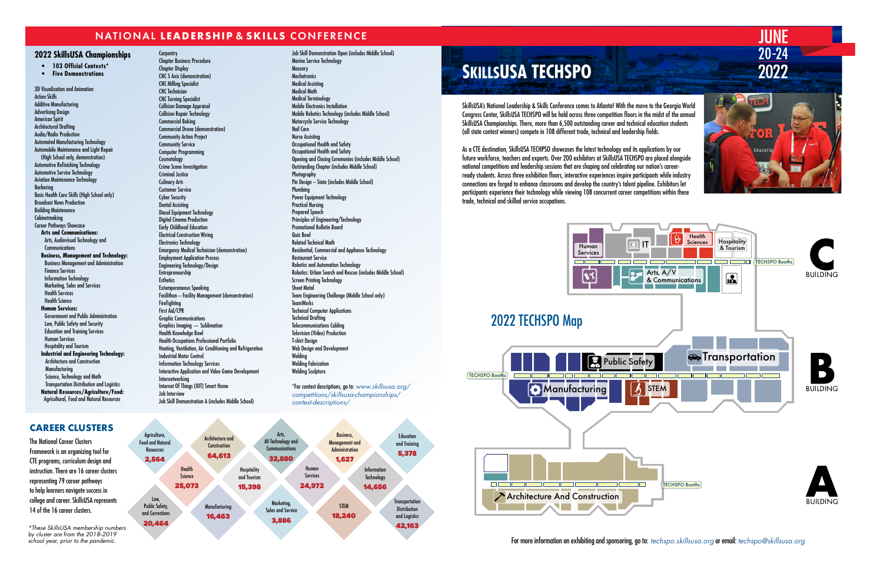## NATIONAL LEADERSHIP & SKILLS CONFERENCE

### 2022 SkillsUSA Championships

- 103 Official Contests*
- Five Demonstrations

3D Visualization and Animation
Action Skills
Additive Manufacturing
Advertising Design
American Spirit
Architectural Drafting
Audio/Radio Production
Automated Manufacturing Technology
Automobile Maintenance and Light Repair (High School only, demonstration)
Automotive Refinishing Technology
Automotive Service Technology
Aviation Maintenance Technology
Barbering
Basic Health Care Skills (High School only)
Broadcast News Production
Building Maintenance
Cabinetmaking
Career Pathways Showcase

**Arts and Communications:**
Arts, Audiovisual Technology and Communications

**Business, Management and Technology:**
Business Management and Administration
Finance Services
Information Technology
Marketing, Sales and Services
Health Services
Health Science

**Human Services:**
Government and Public Administration
Law, Public Safety and Security
Education and Training Services
Human Services
Hospitality and Tourism

**Industrial and Engineering Technology:**
Architecture and Construction
Manufacturing
Science, Technology and Math
Transportation Distribution and Logistics

**Natural Resources/Agriculture/Food:**
Agricultural, Food and Natural Resources

Carpentry
Chapter Business Procedure
Chapter Display
CNC 5 Axis (demonstration)
CNC Milling Specialist
CNC Technician
CNC Turning Specialist
Collision Damage Appraisal
Collision Repair Technology
Commercial Baking
Commercial Drone (demonstration)
Community Action Project
Community Service
Computer Programming
Cosmetology
Crime Scene Investigation
Criminal Justice
Culinary Arts
Customer Service
Cyber Security
Dental Assisting
Diesel Equipment Technology
Digital Cinema Production
Early Childhood Education
Electrical Construction Wiring
Electronics Technology
Emergency Medical Technician (demonstration)
Employment Application Process
Engineering Technology/Design
Entrepreneurship
Esthetics
Extemporaneous Speaking
Facilities — Facility Management (demonstration)
Firefighting
First Aid/CPR
Graphic Communications
Graphics Imaging — Sublimation
Health Knowledge Bowl
Health Occupations Professional Portfolio
Heating, Ventilation, Air Conditioning and Refrigeration
Industrial Motor Control
Information Technology Services
Interactive Application and Video Game Development
Internetworking
Internet Of Things (IOT) Smart Home
Job Interview
Job Skill Demonstration A (includes Middle School)
Job Skill Demonstration Open (includes Middle School)
Marine Service Technology
Masonry
Mechatronics
Medical Assisting
Medical Math
Medical Terminology
Mobile Electronics Installation
Mobile Robotics Technology (includes Middle School)
Motorcycle Service Technology
Nail Care
Nurse Assisting
Occupational Health and Safety
Occupational Health and Safety
Opening and Closing Ceremonies (includes Middle School)
Outstanding Chapter (includes Middle School)
Photography
Pin Design – State (includes Middle School)
Plumbing
Power Equipment Technology
Practical Nursing
Prepared Speech
Principles of Engineering/Technology
Promotional Bulletin Board
Quiz Bowl
Related Technical Math
Residential, Commercial and Appliance Technology
Restaurant Service
Robotics and Automation Technology
Robotics: Urban Search and Rescue (includes Middle School)
Screen Printing Technology
Sheet Metal
Team Engineering Challenge (Middle School only)
TeamWorks
Technical Computer Applications
Technical Drafting
Telecommunications Cabling
Television (Video) Production
T-shirt Design
Web Design and Development
Welding
Welding Fabrication
Welding Sculpture

*For contest descriptions, go to: *www.skillsusa.org/competitions/skillsusa-championships/contest-descriptions/*

## CAREER CLUSTERS

The National Career Clusters Framework is an organizing tool for CTE programs, curriculum design and instruction. There are 16 career clusters representing 79 career pathways to help learners navigate success in college and career. SkillsUSA represents 14 of the 16 career clusters.

Agriculture, Food and Natural Resources 2,564
Architecture and Construction 64,613
Arts, AV Technology and Communications 32,880
Business, Management and Administration 1,627
Education and Training 5,378
Health Science 25,073
Hospitality and Tourism 15,398
Human Services 24,972
Information Technology 14,656
Law, Public Safety, and Corrections 20,464
Manufacturing 16,463
Marketing, Sales and Service 3,886
STEM 18,240
Transportation Distribution and Logistics 42,163

*These SkillsUSA membership numbers by cluster are from the 2018-2019 school year, prior to the pandemic.*

# SKILLSUSA TECHSPO

JUNE 20-24 2022

SkillsUSA's National Leadership & Skills Conference comes to Atlanta! With the move to the Georgia World Congress Center, SkillsUSA TECHSPO will be held across three competition floors in the midst of the annual SkillsUSA Championships. There, more than 6,500 outstanding career and technical education students (all state contest winners) compete in 108 different trade, technical and leadership fields.

As a CTE destination, SkillsUSA TECHSPO showcases the latest technology and its applications by our future workforce, teachers and experts. Over 200 exhibitors at SkillsUSA TECHSPO are placed alongside national competitions and leadership sessions that are shaping and celebrating our nation's career-ready students. Across three exhibition floors, interactive experiences inspire participants while industry connections are forged to enhance classrooms and develop the country's talent pipeline. Exhibitors let participants experience their technology while viewing 108 concurrent career competitions within these trade, technical and skilled service occupations.

## 2022 TECHSPO Map

C BUILDING: Human Services, IT, Health Sciences, Hospitality & Tourism, TECHSPO Booths, Arts, A/V & Communications

B BUILDING: Public Safety, Transportation, TECHSPO Booths, Manufacturing, STEM

A BUILDING: TECHSPO Booths, Architecture And Construction

For more information on exhibiting and sponsoring, go to: *techspo.skillsusa.org* or email: *techspo@skillsusa.org*